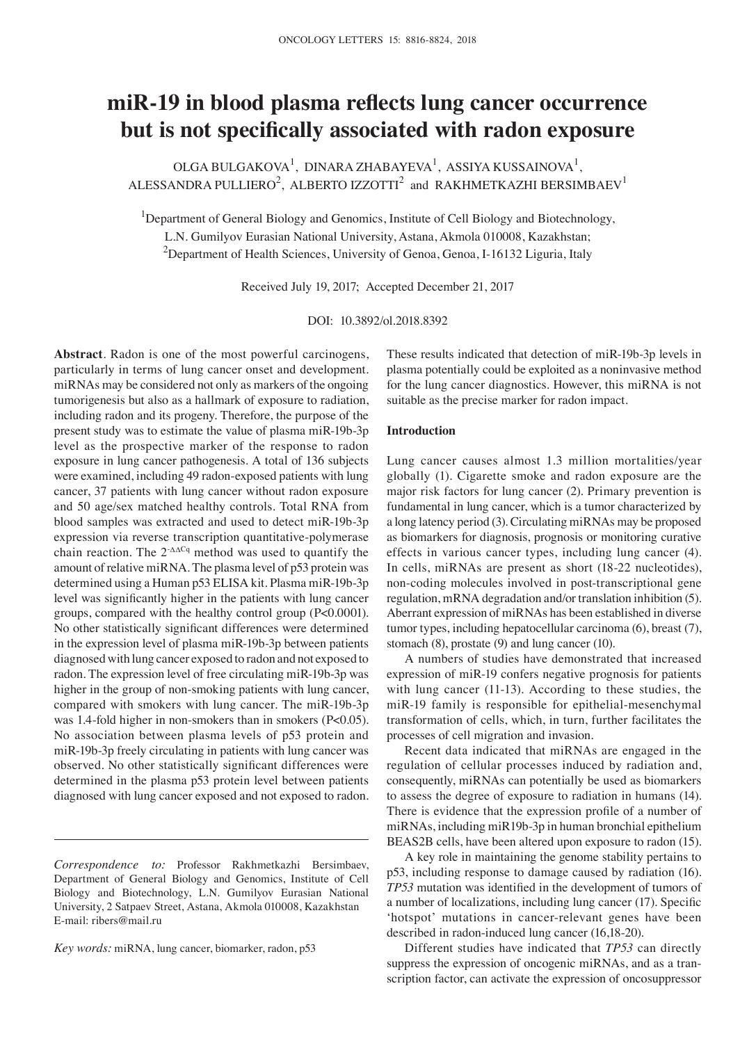# miR-19 in blood plasma reflects lung cancer occurrence but is not specifically associated with radon exposure

OLGA BULGAKOVA[1], DINARA ZHABAYEVA[1], ASSIYA KUSSAINOVA[1], ALESSANDRA PULLIERO[2], ALBERTO IZZOTTI[2] and RAKHMETKAZHI BERSIMBAEV[1]

[1]Department of General Biology and Genomics, Institute of Cell Biology and Biotechnology, L.N. Gumilyov Eurasian National University, Astana, Akmola 010008, Kazakhstan; [2]Department of Health Sciences, University of Genoa, Genoa, I-16132 Liguria, Italy

Received July 19, 2017; Accepted December 21, 2017

DOI: 10.3892/ol.2018.8392

**Abstract**. Radon is one of the most powerful carcinogens, particularly in terms of lung cancer onset and development. miRNAs may be considered not only as markers of the ongoing tumorigenesis but also as a hallmark of exposure to radiation, including radon and its progeny. Therefore, the purpose of the present study was to estimate the value of plasma miR-19b-3p level as the prospective marker of the response to radon exposure in lung cancer pathogenesis. A total of 136 subjects were examined, including 49 radon-exposed patients with lung cancer, 37 patients with lung cancer without radon exposure and 50 age/sex matched healthy controls. Total RNA from blood samples was extracted and used to detect miR-19b-3p expression via reverse transcription quantitative-polymerase chain reaction. The $2^{-\Delta\Delta Cq}$ method was used to quantify the amount of relative miRNA. The plasma level of p53 protein was determined using a Human p53 ELISA kit. Plasma miR-19b-3p level was significantly higher in the patients with lung cancer groups, compared with the healthy control group ($P<0.0001$). No other statistically significant differences were determined in the expression level of plasma miR-19b-3p between patients diagnosed with lung cancer exposed to radon and not exposed to radon. The expression level of free circulating miR-19b-3p was higher in the group of non-smoking patients with lung cancer, compared with smokers with lung cancer. The miR-19b-3p was 1.4-fold higher in non-smokers than in smokers ($P<0.05$). No association between plasma levels of p53 protein and miR-19b-3p freely circulating in patients with lung cancer was observed. No other statistically significant differences were determined in the plasma p53 protein level between patients diagnosed with lung cancer exposed and not exposed to radon. These results indicated that detection of miR-19b-3p levels in plasma potentially could be exploited as a noninvasive method for the lung cancer diagnostics. However, this miRNA is not suitable as the precise marker for radon impact.

*Correspondence to:* Professor Rakhmetkazhi Bersimbaev, Department of General Biology and Genomics, Institute of Cell Biology and Biotechnology, L.N. Gumilyov Eurasian National University, 2 Satpaev Street, Astana, Akmola 010008, Kazakhstan
E-mail: ribers@mail.ru

*Key words:* miRNA, lung cancer, biomarker, radon, p53

## Introduction

Lung cancer causes almost 1.3 million mortalities/year globally (1). Cigarette smoke and radon exposure are the major risk factors for lung cancer (2). Primary prevention is fundamental in lung cancer, which is a tumor characterized by a long latency period (3). Circulating miRNAs may be proposed as biomarkers for diagnosis, prognosis or monitoring curative effects in various cancer types, including lung cancer (4). In cells, miRNAs are present as short (18-22 nucleotides), non-coding molecules involved in post-transcriptional gene regulation, mRNA degradation and/or translation inhibition (5). Aberrant expression of miRNAs has been established in diverse tumor types, including hepatocellular carcinoma (6), breast (7), stomach (8), prostate (9) and lung cancer (10).

A numbers of studies have demonstrated that increased expression of miR-19 confers negative prognosis for patients with lung cancer (11-13). According to these studies, the miR-19 family is responsible for epithelial-mesenchymal transformation of cells, which, in turn, further facilitates the processes of cell migration and invasion.

Recent data indicated that miRNAs are engaged in the regulation of cellular processes induced by radiation and, consequently, miRNAs can potentially be used as biomarkers to assess the degree of exposure to radiation in humans (14). There is evidence that the expression profile of a number of miRNAs, including miR19b-3p in human bronchial epithelium BEAS2B cells, have been altered upon exposure to radon (15).

A key role in maintaining the genome stability pertains to p53, including response to damage caused by radiation (16). *TP53* mutation was identified in the development of tumors of a number of localizations, including lung cancer (17). Specific 'hotspot' mutations in cancer-relevant genes have been described in radon-induced lung cancer (16,18-20).

Different studies have indicated that *TP53* can directly suppress the expression of oncogenic miRNAs, and as a transcription factor, can activate the expression of oncosuppressor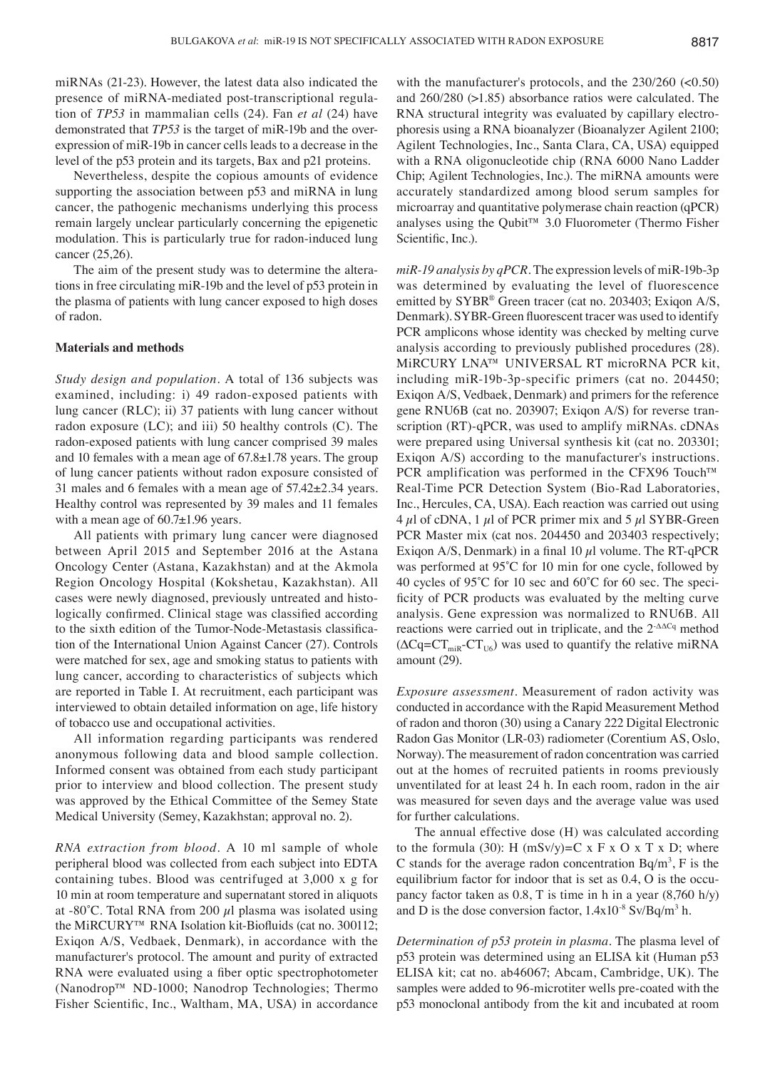miRNAs (21-23). However, the latest data also indicated the presence of miRNA-mediated post-transcriptional regulation of *TP53* in mammalian cells (24). Fan *et al* (24) have demonstrated that *TP53* is the target of miR-19b and the overexpression of miR-19b in cancer cells leads to a decrease in the level of the p53 protein and its targets, Bax and p21 proteins.

Nevertheless, despite the copious amounts of evidence supporting the association between p53 and miRNA in lung cancer, the pathogenic mechanisms underlying this process remain largely unclear particularly concerning the epigenetic modulation. This is particularly true for radon-induced lung cancer (25,26).

The aim of the present study was to determine the alterations in free circulating miR-19b and the level of p53 protein in the plasma of patients with lung cancer exposed to high doses of radon.

## Materials and methods

*Study design and population.* A total of 136 subjects was examined, including: i) 49 radon-exposed patients with lung cancer (RLC); ii) 37 patients with lung cancer without radon exposure (LC); and iii) 50 healthy controls (C). The radon-exposed patients with lung cancer comprised 39 males and 10 females with a mean age of 67.8±1.78 years. The group of lung cancer patients without radon exposure consisted of 31 males and 6 females with a mean age of 57.42±2.34 years. Healthy control was represented by 39 males and 11 females with a mean age of 60.7±1.96 years.

All patients with primary lung cancer were diagnosed between April 2015 and September 2016 at the Astana Oncology Center (Astana, Kazakhstan) and at the Akmola Region Oncology Hospital (Kokshetau, Kazakhstan). All cases were newly diagnosed, previously untreated and histologically confirmed. Clinical stage was classified according to the sixth edition of the Tumor-Node-Metastasis classification of the International Union Against Cancer (27). Controls were matched for sex, age and smoking status to patients with lung cancer, according to characteristics of subjects which are reported in Table I. At recruitment, each participant was interviewed to obtain detailed information on age, life history of tobacco use and occupational activities.

All information regarding participants was rendered anonymous following data and blood sample collection. Informed consent was obtained from each study participant prior to interview and blood collection. The present study was approved by the Ethical Committee of the Semey State Medical University (Semey, Kazakhstan; approval no. 2).

*RNA extraction from blood.* A 10 ml sample of whole peripheral blood was collected from each subject into EDTA containing tubes. Blood was centrifuged at 3,000 x g for 10 min at room temperature and supernatant stored in aliquots at -80˚C. Total RNA from 200 $\mu$l plasma was isolated using the MiRCURY™ RNA Isolation kit-Biofluids (cat no. 300112; Exiqon A/S, Vedbaek, Denmark), in accordance with the manufacturer's protocol. The amount and purity of extracted RNA were evaluated using a fiber optic spectrophotometer (Nanodrop™ ND-1000; Nanodrop Technologies; Thermo Fisher Scientific, Inc., Waltham, MA, USA) in accordance with the manufacturer's protocols, and the 230/260 (<0.50) and 260/280 (>1.85) absorbance ratios were calculated. The RNA structural integrity was evaluated by capillary electrophoresis using a RNA bioanalyzer (Bioanalyzer Agilent 2100; Agilent Technologies, Inc., Santa Clara, CA, USA) equipped with a RNA oligonucleotide chip (RNA 6000 Nano Ladder Chip; Agilent Technologies, Inc.). The miRNA amounts were accurately standardized among blood serum samples for microarray and quantitative polymerase chain reaction (qPCR) analyses using the Qubit™ 3.0 Fluorometer (Thermo Fisher Scientific, Inc.).

*miR-19 analysis by qPCR.* The expression levels of miR-19b-3p was determined by evaluating the level of fluorescence emitted by SYBR® Green tracer (cat no. 203403; Exiqon A/S, Denmark). SYBR-Green fluorescent tracer was used to identify PCR amplicons whose identity was checked by melting curve analysis according to previously published procedures (28). MiRCURY LNA™ UNIVERSAL RT microRNA PCR kit, including miR-19b-3p-specific primers (cat no. 204450; Exiqon A/S, Vedbaek, Denmark) and primers for the reference gene RNU6B (cat no. 203907; Exiqon A/S) for reverse transcription (RT)-qPCR, was used to amplify miRNAs. cDNAs were prepared using Universal synthesis kit (cat no. 203301; Exiqon A/S) according to the manufacturer's instructions. PCR amplification was performed in the CFX96 Touch™ Real-Time PCR Detection System (Bio-Rad Laboratories, Inc., Hercules, CA, USA). Each reaction was carried out using 4 $\mu$l of cDNA, 1 $\mu$l of PCR primer mix and 5 $\mu$l SYBR-Green PCR Master mix (cat nos. 204450 and 203403 respectively; Exiqon A/S, Denmark) in a final 10 $\mu$l volume. The RT-qPCR was performed at 95˚C for 10 min for one cycle, followed by 40 cycles of 95˚C for 10 sec and 60˚C for 60 sec. The specificity of PCR products was evaluated by the melting curve analysis. Gene expression was normalized to RNU6B. All reactions were carried out in triplicate, and the $2^{-\Delta\Delta Cq}$ method ($\Delta Cq = CT_{miR} - CT_{U6}$) was used to quantify the relative miRNA amount (29).

*Exposure assessment.* Measurement of radon activity was conducted in accordance with the Rapid Measurement Method of radon and thoron (30) using a Canary 222 Digital Electronic Radon Gas Monitor (LR-03) radiometer (Corentium AS, Oslo, Norway). The measurement of radon concentration was carried out at the homes of recruited patients in rooms previously unventilated for at least 24 h. In each room, radon in the air was measured for seven days and the average value was used for further calculations.

The annual effective dose (H) was calculated according to the formula (30): H (mSv/y)=C x F x O x T x D; where C stands for the average radon concentration Bq/m$^3$, F is the equilibrium factor for indoor that is set as 0.4, O is the occupancy factor taken as 0.8, T is time in h in a year (8,760 h/y) and D is the dose conversion factor, $1.4 \times 10^{-8}$ Sv/Bq/m$^3$ h.

*Determination of p53 protein in plasma.* The plasma level of p53 protein was determined using an ELISA kit (Human p53 ELISA kit; cat no. ab46067; Abcam, Cambridge, UK). The samples were added to 96-microtiter wells pre-coated with the p53 monoclonal antibody from the kit and incubated at room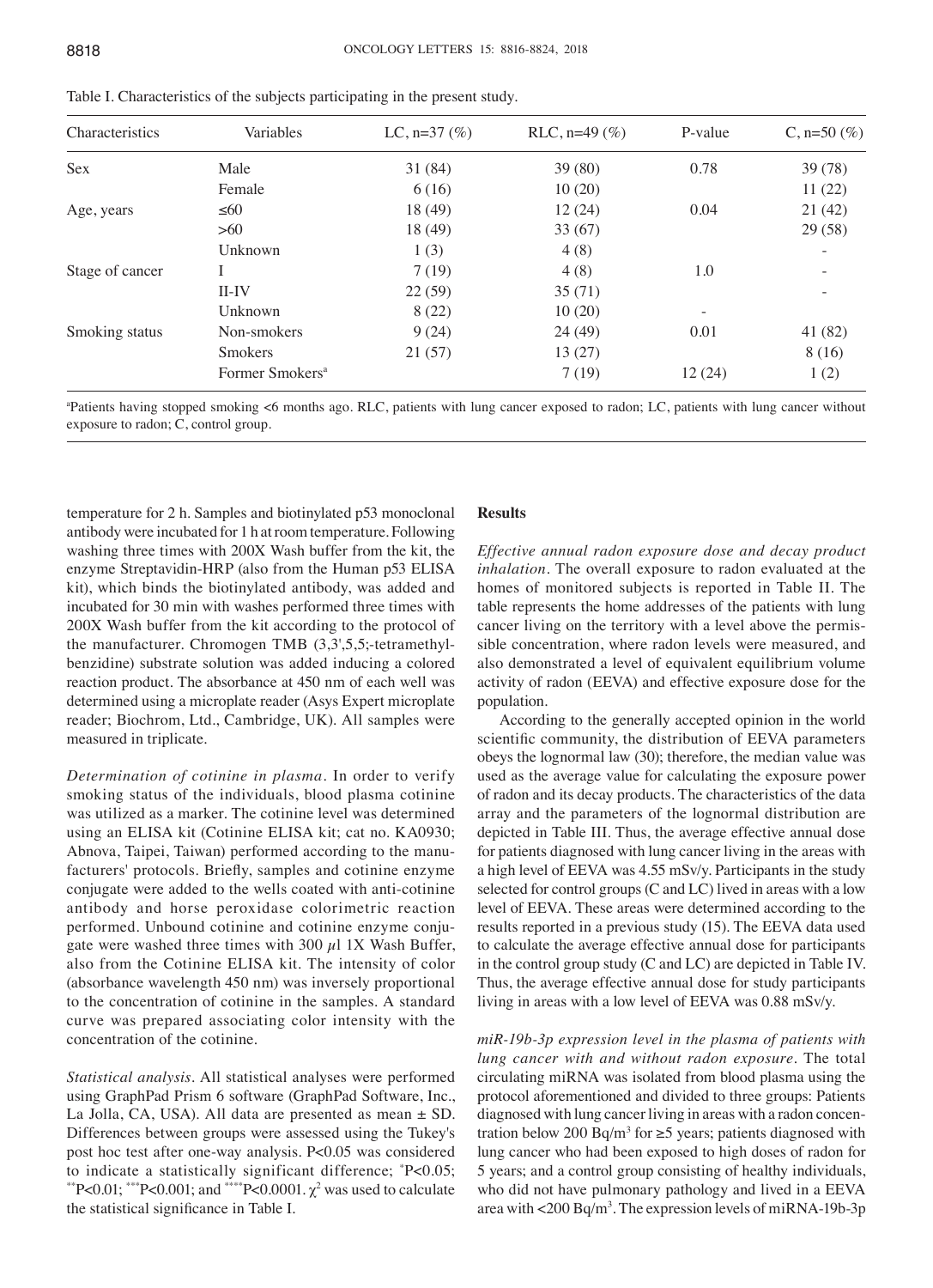Table I. Characteristics of the subjects participating in the present study.

| Characteristics | Variables | LC, n=37 (%) | RLC, n=49 (%) | P-value | C, n=50 (%) |
|---|---|---|---|---|---|
| Sex | Male | 31 (84) | 39 (80) | 0.78 | 39 (78) |
| | Female | 6 (16) | 10 (20) | | 11 (22) |
| Age, years | ≤60 | 18 (49) | 12 (24) | 0.04 | 21 (42) |
| | >60 | 18 (49) | 33 (67) | | 29 (58) |
| | Unknown | 1 (3) | 4 (8) | | - |
| Stage of cancer | I | 7 (19) | 4 (8) | 1.0 | - |
| | II-IV | 22 (59) | 35 (71) | | - |
| | Unknown | 8 (22) | 10 (20) | - | |
| Smoking status | Non-smokers | 9 (24) | 24 (49) | 0.01 | 41 (82) |
| | Smokers | 21 (57) | 13 (27) | | 8 (16) |
| | Former Smokers[a] | | 7 (19) | 12 (24) | 1 (2) |

[a]Patients having stopped smoking <6 months ago. RLC, patients with lung cancer exposed to radon; LC, patients with lung cancer without exposure to radon; C, control group.

temperature for 2 h. Samples and biotinylated p53 monoclonal antibody were incubated for 1 h at room temperature. Following washing three times with 200X Wash buffer from the kit, the enzyme Streptavidin-HRP (also from the Human p53 ELISA kit), which binds the biotinylated antibody, was added and incubated for 30 min with washes performed three times with 200X Wash buffer from the kit according to the protocol of the manufacturer. Chromogen TMB (3,3',5,5;-tetramethylbenzidine) substrate solution was added inducing a colored reaction product. The absorbance at 450 nm of each well was determined using a microplate reader (Asys Expert microplate reader; Biochrom, Ltd., Cambridge, UK). All samples were measured in triplicate.

*Determination of cotinine in plasma.* In order to verify smoking status of the individuals, blood plasma cotinine was utilized as a marker. The cotinine level was determined using an ELISA kit (Cotinine ELISA kit; cat no. KA0930; Abnova, Taipei, Taiwan) performed according to the manufacturers' protocols. Briefly, samples and cotinine enzyme conjugate were added to the wells coated with anti-cotinine antibody and horse peroxidase colorimetric reaction performed. Unbound cotinine and cotinine enzyme conjugate were washed three times with 300 $\mu$l 1X Wash Buffer, also from the Cotinine ELISA kit. The intensity of color (absorbance wavelength 450 nm) was inversely proportional to the concentration of cotinine in the samples. A standard curve was prepared associating color intensity with the concentration of the cotinine.

*Statistical analysis.* All statistical analyses were performed using GraphPad Prism 6 software (GraphPad Software, Inc., La Jolla, CA, USA). All data are presented as mean ± SD. Differences between groups were assessed using the Tukey's post hoc test after one-way analysis. P<0.05 was considered to indicate a statistically significant difference; *P<0.05; **P<0.01; ***P<0.001; and ****P<0.0001. $\chi^2$ was used to calculate the statistical significance in Table I.

## Results

*Effective annual radon exposure dose and decay product inhalation.* The overall exposure to radon evaluated at the homes of monitored subjects is reported in Table II. The table represents the home addresses of the patients with lung cancer living on the territory with a level above the permissible concentration, where radon levels were measured, and also demonstrated a level of equivalent equilibrium volume activity of radon (EEVA) and effective exposure dose for the population.

According to the generally accepted opinion in the world scientific community, the distribution of EEVA parameters obeys the lognormal law (30); therefore, the median value was used as the average value for calculating the exposure power of radon and its decay products. The characteristics of the data array and the parameters of the lognormal distribution are depicted in Table III. Thus, the average effective annual dose for patients diagnosed with lung cancer living in the areas with a high level of EEVA was 4.55 mSv/y. Participants in the study selected for control groups (C and LC) lived in areas with a low level of EEVA. These areas were determined according to the results reported in a previous study (15). The EEVA data used to calculate the average effective annual dose for participants in the control group study (C and LC) are depicted in Table IV. Thus, the average effective annual dose for study participants living in areas with a low level of EEVA was 0.88 mSv/y.

*miR-19b-3p expression level in the plasma of patients with lung cancer with and without radon exposure.* The total circulating miRNA was isolated from blood plasma using the protocol aforementioned and divided to three groups: Patients diagnosed with lung cancer living in areas with a radon concentration below 200 Bq/m$^3$ for ≥5 years; patients diagnosed with lung cancer who had been exposed to high doses of radon for 5 years; and a control group consisting of healthy individuals, who did not have pulmonary pathology and lived in a EEVA area with <200 Bq/m$^3$. The expression levels of miRNA-19b-3p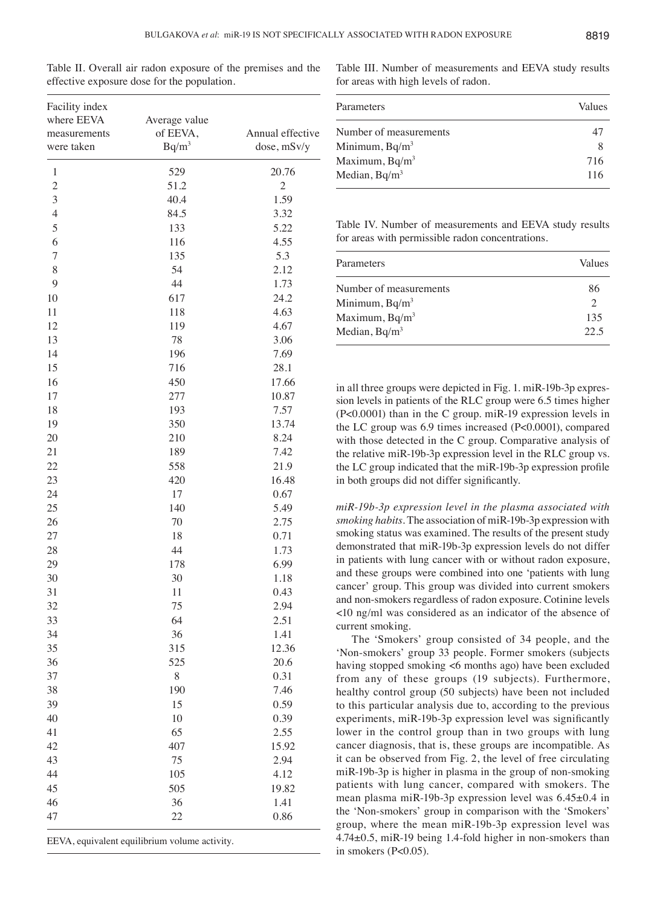Table II. Overall air radon exposure of the premises and the effective exposure dose for the population.

| Facility index where EEVA measurements were taken | Average value of EEVA, Bq/m³ | Annual effective dose, mSv/y |
|---|---|---|
| 1 | 529 | 20.76 |
| 2 | 51.2 | 2 |
| 3 | 40.4 | 1.59 |
| 4 | 84.5 | 3.32 |
| 5 | 133 | 5.22 |
| 6 | 116 | 4.55 |
| 7 | 135 | 5.3 |
| 8 | 54 | 2.12 |
| 9 | 44 | 1.73 |
| 10 | 617 | 24.2 |
| 11 | 118 | 4.63 |
| 12 | 119 | 4.67 |
| 13 | 78 | 3.06 |
| 14 | 196 | 7.69 |
| 15 | 716 | 28.1 |
| 16 | 450 | 17.66 |
| 17 | 277 | 10.87 |
| 18 | 193 | 7.57 |
| 19 | 350 | 13.74 |
| 20 | 210 | 8.24 |
| 21 | 189 | 7.42 |
| 22 | 558 | 21.9 |
| 23 | 420 | 16.48 |
| 24 | 17 | 0.67 |
| 25 | 140 | 5.49 |
| 26 | 70 | 2.75 |
| 27 | 18 | 0.71 |
| 28 | 44 | 1.73 |
| 29 | 178 | 6.99 |
| 30 | 30 | 1.18 |
| 31 | 11 | 0.43 |
| 32 | 75 | 2.94 |
| 33 | 64 | 2.51 |
| 34 | 36 | 1.41 |
| 35 | 315 | 12.36 |
| 36 | 525 | 20.6 |
| 37 | 8 | 0.31 |
| 38 | 190 | 7.46 |
| 39 | 15 | 0.59 |
| 40 | 10 | 0.39 |
| 41 | 65 | 2.55 |
| 42 | 407 | 15.92 |
| 43 | 75 | 2.94 |
| 44 | 105 | 4.12 |
| 45 | 505 | 19.82 |
| 46 | 36 | 1.41 |
| 47 | 22 | 0.86 |

EEVA, equivalent equilibrium volume activity.

Table III. Number of measurements and EEVA study results for areas with high levels of radon.

| Parameters | Values |
|---|---|
| Number of measurements | 47 |
| Minimum, Bq/m³ | 8 |
| Maximum, Bq/m³ | 716 |
| Median, Bq/m³ | 116 |

Table IV. Number of measurements and EEVA study results for areas with permissible radon concentrations.

| Parameters | Values |
|---|---|
| Number of measurements | 86 |
| Minimum, Bq/m³ | 2 |
| Maximum, Bq/m³ | 135 |
| Median, Bq/m³ | 22.5 |

in all three groups were depicted in Fig. 1. miR-19b-3p expression levels in patients of the RLC group were 6.5 times higher ($P<0.0001$) than in the C group. miR-19 expression levels in the LC group was 6.9 times increased ($P<0.0001$), compared with those detected in the C group. Comparative analysis of the relative miR-19b-3p expression level in the RLC group vs. the LC group indicated that the miR-19b-3p expression profile in both groups did not differ significantly.

*miR-19b-3p expression level in the plasma associated with smoking habits.* The association of miR-19b-3p expression with smoking status was examined. The results of the present study demonstrated that miR-19b-3p expression levels do not differ in patients with lung cancer with or without radon exposure, and these groups were combined into one 'patients with lung cancer' group. This group was divided into current smokers and non-smokers regardless of radon exposure. Cotinine levels <10 ng/ml was considered as an indicator of the absence of current smoking.

The 'Smokers' group consisted of 34 people, and the 'Non-smokers' group 33 people. Former smokers (subjects having stopped smoking <6 months ago) have been excluded from any of these groups (19 subjects). Furthermore, healthy control group (50 subjects) have been not included to this particular analysis due to, according to the previous experiments, miR-19b-3p expression level was significantly lower in the control group than in two groups with lung cancer diagnosis, that is, these groups are incompatible. As it can be observed from Fig. 2, the level of free circulating miR-19b-3p is higher in plasma in the group of non-smoking patients with lung cancer, compared with smokers. The mean plasma miR-19b-3p expression level was 6.45±0.4 in the 'Non-smokers' group in comparison with the 'Smokers' group, where the mean miR-19b-3p expression level was 4.74±0.5, miR-19 being 1.4-fold higher in non-smokers than in smokers ($P<0.05$).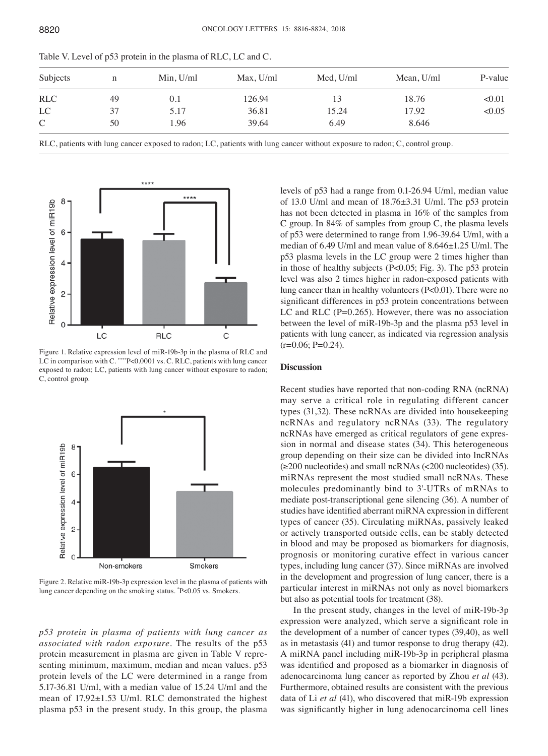Table V. Level of p53 protein in the plasma of RLC, LC and C.

| Subjects | n | Min, U/ml | Max, U/ml | Med, U/ml | Mean, U/ml | P-value |
|---|---|---|---|---|---|---|
| RLC | 49 | 0.1 | 126.94 | 13 | 18.76 | <0.01 |
| LC | 37 | 5.17 | 36.81 | 15.24 | 17.92 | <0.05 |
| C | 50 | 1.96 | 39.64 | 6.49 | 8.646 | |

RLC, patients with lung cancer exposed to radon; LC, patients with lung cancer without exposure to radon; C, control group.

Figure 1. Relative expression level of miR-19b-3p in the plasma of RLC and LC in comparison with C. ****P<0.0001 vs. C. RLC, patients with lung cancer exposed to radon; LC, patients with lung cancer without exposure to radon; C, control group.

Figure 2. Relative miR-19b-3p expression level in the plasma of patients with lung cancer depending on the smoking status. *P<0.05 vs. Smokers.

*p53 protein in plasma of patients with lung cancer as associated with radon exposure.* The results of the p53 protein measurement in plasma are given in Table V representing minimum, maximum, median and mean values. p53 protein levels of the LC were determined in a range from 5.17-36.81 U/ml, with a median value of 15.24 U/ml and the mean of 17.92±1.53 U/ml. RLC demonstrated the highest plasma p53 in the present study. In this group, the plasma levels of p53 had a range from 0.1-26.94 U/ml, median value of 13.0 U/ml and mean of 18.76±3.31 U/ml. The p53 protein has not been detected in plasma in 16% of the samples from C group. In 84% of samples from group C, the plasma levels of p53 were determined to range from 1.96-39.64 U/ml, with a median of 6.49 U/ml and mean value of 8.646±1.25 U/ml. The p53 plasma levels in the LC group were 2 times higher than in those of healthy subjects (P<0.05; Fig. 3). The p53 protein level was also 2 times higher in radon-exposed patients with lung cancer than in healthy volunteers (P<0.01). There were no significant differences in p53 protein concentrations between LC and RLC (P=0.265). However, there was no association between the level of miR-19b-3p and the plasma p53 level in patients with lung cancer, as indicated via regression analysis (r=0.06; P=0.24).

## Discussion

Recent studies have reported that non-coding RNA (ncRNA) may serve a critical role in regulating different cancer types (31,32). These ncRNAs are divided into housekeeping ncRNAs and regulatory ncRNAs (33). The regulatory ncRNAs have emerged as critical regulators of gene expression in normal and disease states (34). This heterogeneous group depending on their size can be divided into lncRNAs (≥200 nucleotides) and small ncRNAs (<200 nucleotides) (35). miRNAs represent the most studied small ncRNAs. These molecules predominantly bind to 3'-UTRs of mRNAs to mediate post-transcriptional gene silencing (36). A number of studies have identified aberrant miRNA expression in different types of cancer (35). Circulating miRNAs, passively leaked or actively transported outside cells, can be stably detected in blood and may be proposed as biomarkers for diagnosis, prognosis or monitoring curative effect in various cancer types, including lung cancer (37). Since miRNAs are involved in the development and progression of lung cancer, there is a particular interest in miRNAs not only as novel biomarkers but also as potential tools for treatment (38).

In the present study, changes in the level of miR-19b-3p expression were analyzed, which serve a significant role in the development of a number of cancer types (39,40), as well as in metastasis (41) and tumor response to drug therapy (42). A miRNA panel including miR-19b-3p in peripheral plasma was identified and proposed as a biomarker in diagnosis of adenocarcinoma lung cancer as reported by Zhou *et al* (43). Furthermore, obtained results are consistent with the previous data of Li *et al* (41), who discovered that miR-19b expression was significantly higher in lung adenocarcinoma cell lines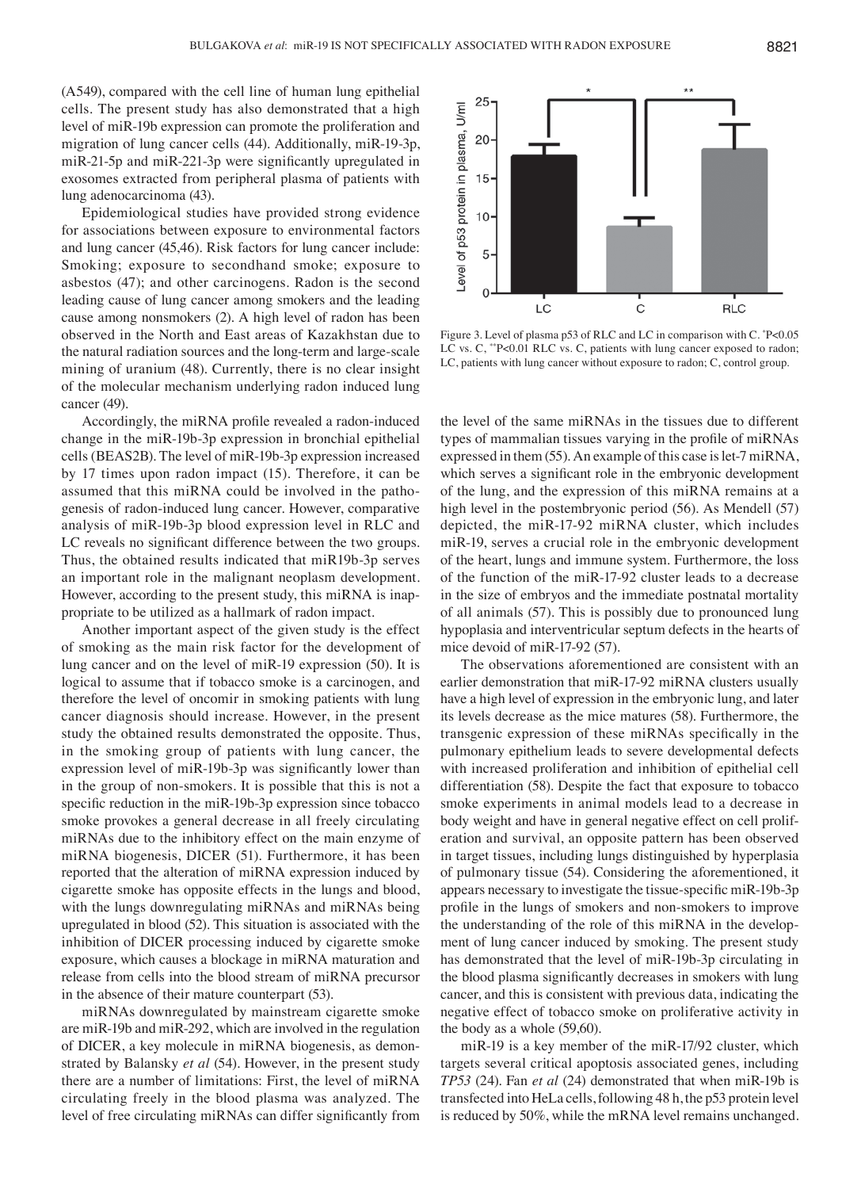(A549), compared with the cell line of human lung epithelial cells. The present study has also demonstrated that a high level of miR-19b expression can promote the proliferation and migration of lung cancer cells (44). Additionally, miR-19-3p, miR-21-5p and miR-221-3p were significantly upregulated in exosomes extracted from peripheral plasma of patients with lung adenocarcinoma (43).

Epidemiological studies have provided strong evidence for associations between exposure to environmental factors and lung cancer (45,46). Risk factors for lung cancer include: Smoking; exposure to secondhand smoke; exposure to asbestos (47); and other carcinogens. Radon is the second leading cause of lung cancer among smokers and the leading cause among nonsmokers (2). A high level of radon has been observed in the North and East areas of Kazakhstan due to the natural radiation sources and the long-term and large-scale mining of uranium (48). Currently, there is no clear insight of the molecular mechanism underlying radon induced lung cancer (49).

Accordingly, the miRNA profile revealed a radon-induced change in the miR-19b-3p expression in bronchial epithelial cells (BEAS2B). The level of miR-19b-3p expression increased by 17 times upon radon impact (15). Therefore, it can be assumed that this miRNA could be involved in the pathogenesis of radon-induced lung cancer. However, comparative analysis of miR-19b-3p blood expression level in RLC and LC reveals no significant difference between the two groups. Thus, the obtained results indicated that miR19b-3p serves an important role in the malignant neoplasm development. However, according to the present study, this miRNA is inappropriate to be utilized as a hallmark of radon impact.

Another important aspect of the given study is the effect of smoking as the main risk factor for the development of lung cancer and on the level of miR-19 expression (50). It is logical to assume that if tobacco smoke is a carcinogen, and therefore the level of oncomir in smoking patients with lung cancer diagnosis should increase. However, in the present study the obtained results demonstrated the opposite. Thus, in the smoking group of patients with lung cancer, the expression level of miR-19b-3p was significantly lower than in the group of non-smokers. It is possible that this is not a specific reduction in the miR-19b-3p expression since tobacco smoke provokes a general decrease in all freely circulating miRNAs due to the inhibitory effect on the main enzyme of miRNA biogenesis, DICER (51). Furthermore, it has been reported that the alteration of miRNA expression induced by cigarette smoke has opposite effects in the lungs and blood, with the lungs downregulating miRNAs and miRNAs being upregulated in blood (52). This situation is associated with the inhibition of DICER processing induced by cigarette smoke exposure, which causes a blockage in miRNA maturation and release from cells into the blood stream of miRNA precursor in the absence of their mature counterpart (53).

miRNAs downregulated by mainstream cigarette smoke are miR-19b and miR-292, which are involved in the regulation of DICER, a key molecule in miRNA biogenesis, as demonstrated by Balansky *et al* (54). However, in the present study there are a number of limitations: First, the level of miRNA circulating freely in the blood plasma was analyzed. The level of free circulating miRNAs can differ significantly from the level of the same miRNAs in the tissues due to different types of mammalian tissues varying in the profile of miRNAs expressed in them (55). An example of this case is let-7 miRNA, which serves a significant role in the embryonic development of the lung, and the expression of this miRNA remains at a high level in the postembryonic period (56). As Mendell (57) depicted, the miR-17-92 miRNA cluster, which includes miR-19, serves a crucial role in the embryonic development of the heart, lungs and immune system. Furthermore, the loss of the function of the miR-17-92 cluster leads to a decrease in the size of embryos and the immediate postnatal mortality of all animals (57). This is possibly due to pronounced lung hypoplasia and interventricular septum defects in the hearts of mice devoid of miR-17-92 (57).

Figure 3. Level of plasma p53 of RLC and LC in comparison with C. *P<0.05 LC vs. C, **P<0.01 RLC vs. C, patients with lung cancer exposed to radon; LC, patients with lung cancer without exposure to radon; C, control group.

The observations aforementioned are consistent with an earlier demonstration that miR-17-92 miRNA clusters usually have a high level of expression in the embryonic lung, and later its levels decrease as the mice matures (58). Furthermore, the transgenic expression of these miRNAs specifically in the pulmonary epithelium leads to severe developmental defects with increased proliferation and inhibition of epithelial cell differentiation (58). Despite the fact that exposure to tobacco smoke experiments in animal models lead to a decrease in body weight and have in general negative effect on cell proliferation and survival, an opposite pattern has been observed in target tissues, including lungs distinguished by hyperplasia of pulmonary tissue (54). Considering the aforementioned, it appears necessary to investigate the tissue-specific miR-19b-3p profile in the lungs of smokers and non-smokers to improve the understanding of the role of this miRNA in the development of lung cancer induced by smoking. The present study has demonstrated that the level of miR-19b-3p circulating in the blood plasma significantly decreases in smokers with lung cancer, and this is consistent with previous data, indicating the negative effect of tobacco smoke on proliferative activity in the body as a whole (59,60).

miR-19 is a key member of the miR-17/92 cluster, which targets several critical apoptosis associated genes, including *TP53* (24). Fan *et al* (24) demonstrated that when miR-19b is transfected into HeLa cells, following 48 h, the p53 protein level is reduced by 50%, while the mRNA level remains unchanged.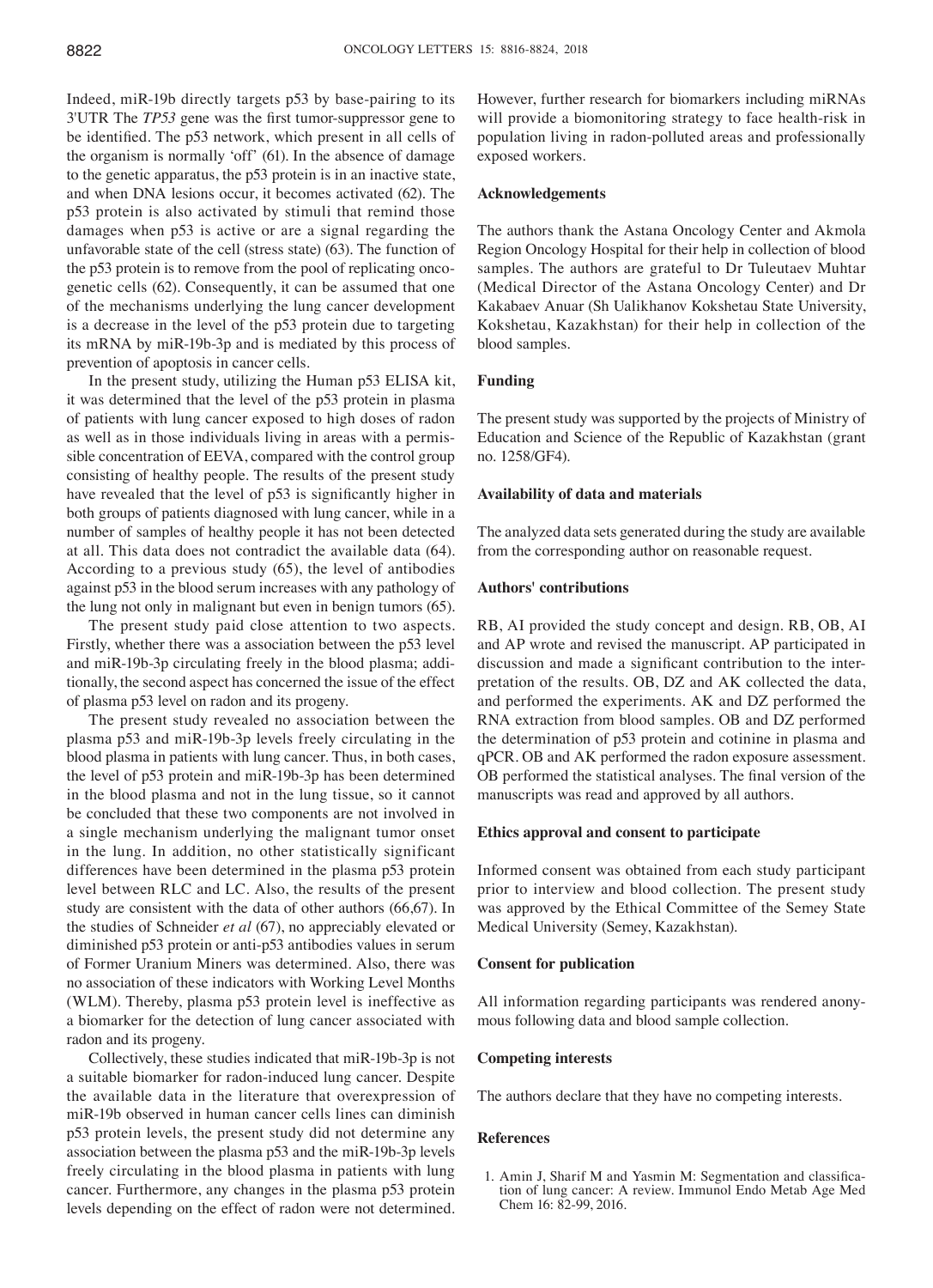Indeed, miR-19b directly targets p53 by base-pairing to its 3'UTR The *TP53* gene was the first tumor-suppressor gene to be identified. The p53 network, which present in all cells of the organism is normally 'off' (61). In the absence of damage to the genetic apparatus, the p53 protein is in an inactive state, and when DNA lesions occur, it becomes activated (62). The p53 protein is also activated by stimuli that remind those damages when p53 is active or are a signal regarding the unfavorable state of the cell (stress state) (63). The function of the p53 protein is to remove from the pool of replicating oncogenetic cells (62). Consequently, it can be assumed that one of the mechanisms underlying the lung cancer development is a decrease in the level of the p53 protein due to targeting its mRNA by miR-19b-3p and is mediated by this process of prevention of apoptosis in cancer cells.

In the present study, utilizing the Human p53 ELISA kit, it was determined that the level of the p53 protein in plasma of patients with lung cancer exposed to high doses of radon as well as in those individuals living in areas with a permissible concentration of EEVA, compared with the control group consisting of healthy people. The results of the present study have revealed that the level of p53 is significantly higher in both groups of patients diagnosed with lung cancer, while in a number of samples of healthy people it has not been detected at all. This data does not contradict the available data (64). According to a previous study (65), the level of antibodies against p53 in the blood serum increases with any pathology of the lung not only in malignant but even in benign tumors (65).

The present study paid close attention to two aspects. Firstly, whether there was a association between the p53 level and miR-19b-3p circulating freely in the blood plasma; additionally, the second aspect has concerned the issue of the effect of plasma p53 level on radon and its progeny.

The present study revealed no association between the plasma p53 and miR-19b-3p levels freely circulating in the blood plasma in patients with lung cancer. Thus, in both cases, the level of p53 protein and miR-19b-3p has been determined in the blood plasma and not in the lung tissue, so it cannot be concluded that these two components are not involved in a single mechanism underlying the malignant tumor onset in the lung. In addition, no other statistically significant differences have been determined in the plasma p53 protein level between RLC and LC. Also, the results of the present study are consistent with the data of other authors (66,67). In the studies of Schneider *et al* (67), no appreciably elevated or diminished p53 protein or anti-p53 antibodies values in serum of Former Uranium Miners was determined. Also, there was no association of these indicators with Working Level Months (WLM). Thereby, plasma p53 protein level is ineffective as a biomarker for the detection of lung cancer associated with radon and its progeny.

Collectively, these studies indicated that miR-19b-3p is not a suitable biomarker for radon-induced lung cancer. Despite the available data in the literature that overexpression of miR-19b observed in human cancer cells lines can diminish p53 protein levels, the present study did not determine any association between the plasma p53 and the miR-19b-3p levels freely circulating in the blood plasma in patients with lung cancer. Furthermore, any changes in the plasma p53 protein levels depending on the effect of radon were not determined. However, further research for biomarkers including miRNAs will provide a biomonitoring strategy to face health-risk in population living in radon-polluted areas and professionally exposed workers.

## Acknowledgements

The authors thank the Astana Oncology Center and Akmola Region Oncology Hospital for their help in collection of blood samples. The authors are grateful to Dr Tuleutaev Muhtar (Medical Director of the Astana Oncology Center) and Dr Kakabaev Anuar (Sh Ualikhanov Kokshetau State University, Kokshetau, Kazakhstan) for their help in collection of the blood samples.

## Funding

The present study was supported by the projects of Ministry of Education and Science of the Republic of Kazakhstan (grant no. 1258/GF4).

## Availability of data and materials

The analyzed data sets generated during the study are available from the corresponding author on reasonable request.

## Authors' contributions

RB, AI provided the study concept and design. RB, OB, AI and AP wrote and revised the manuscript. AP participated in discussion and made a significant contribution to the interpretation of the results. OB, DZ and AK collected the data, and performed the experiments. AK and DZ performed the RNA extraction from blood samples. OB and DZ performed the determination of p53 protein and cotinine in plasma and qPCR. OB and AK performed the radon exposure assessment. OB performed the statistical analyses. The final version of the manuscripts was read and approved by all authors.

## Ethics approval and consent to participate

Informed consent was obtained from each study participant prior to interview and blood collection. The present study was approved by the Ethical Committee of the Semey State Medical University (Semey, Kazakhstan).

## Consent for publication

All information regarding participants was rendered anonymous following data and blood sample collection.

## Competing interests

The authors declare that they have no competing interests.

## References

1. Amin J, Sharif M and Yasmin M: Segmentation and classification of lung cancer: A review. Immunol Endo Metab Age Med Chem 16: 82-99, 2016.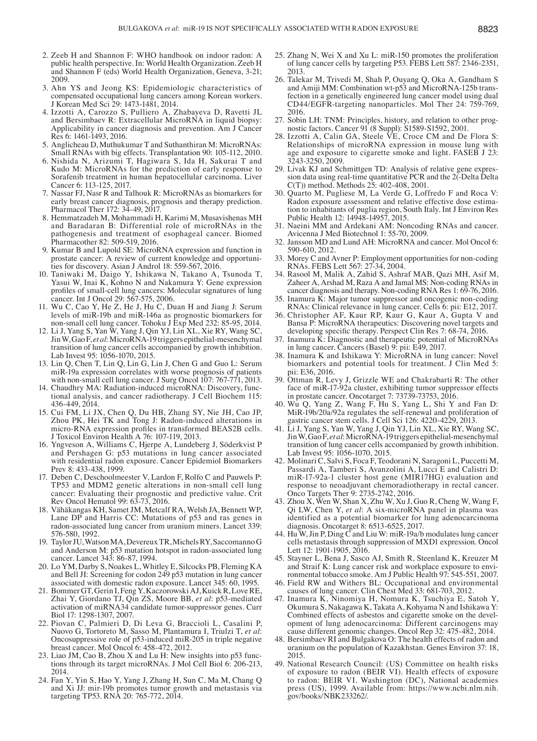2. Zeeb H and Shannon F: WHO handbook on indoor radon: A public health perspective. In: World Health Organization. Zeeb H and Shannon F (eds) World Health Organization, Geneva, 3-21; 2009.
3. Ahn YS and Jeong KS: Epidemiologic characteristics of compensated occupational lung cancers among Korean workers. J Korean Med Sci 29: 1473-1481, 2014.
4. Izzotti A, Carozzo S, Pulliero A, Zhabayeva D, Ravetti JL and Bersimbaev R: Extracellular MicroRNA in liquid biopsy: Applicability in cancer diagnosis and prevention. Am J Cancer Res 6: 1461-1493, 2016.
5. Anglicheau D, Muthukumar T and Suthanthiran M: MicroRNAs: Small RNAs with big effects. Transplantation 90: 105-112, 2010.
6. Nishida N, Arizumi T, Hagiwara S, Ida H, Sakurai T and Kudo M: MicroRNAs for the prediction of early response to Sorafenib treatment in human hepatocellular carcinoma. Liver Cancer 6: 113-125, 2017.
7. Nassar FJ, Nasr R and Talhouk R: MicroRNAs as biomarkers for early breast cancer diagnosis, prognosis and therapy prediction. Pharmacol Ther 172: 34-49, 2017.
8. Hemmatzadeh M, Mohammadi H, Karimi M, Musavishenas MH and Baradaran B: Differential role of microRNAs in the pathogenesis and treatment of esophageal cancer. Biomed Pharmacother 82: 509-519, 2016.
9. Kumar B and Lupold SE: MicroRNA expression and function in prostate cancer: A review of current knowledge and opportunities for discovery. Asian J Androl 18: 559-567, 2016.
10. Taniwaki M, Daigo Y, Ishikawa N, Takano A, Tsunoda T, Yasui W, Inai K, Kohno N and Nakamura Y: Gene expression profiles of small-cell lung cancers: Molecular signatures of lung cancer. Int J Oncol 29: 567-575, 2006.
11. Wu C, Cao Y, He Z, He J, Hu C, Duan H and Jiang J: Serum levels of miR-19b and miR-146a as prognostic biomarkers for non-small cell lung cancer. Tohoku J Exp Med 232: 85-95, 2014.
12. Li J, Yang S, Yan W, Yang J, Qin YJ, Lin XL, Xie RY, Wang SC, Jin W, Gao F, *et al*: MicroRNA-19 triggers epithelial-mesenchymal transition of lung cancer cells accompanied by growth inhibition. Lab Invest 95: 1056-1070, 2015.
13. Lin Q, Chen T, Lin Q, Lin G, Lin J, Chen G and Guo L: Serum miR-19a expression correlates with worse prognosis of patients with non-small cell lung cancer. J Surg Oncol 107: 767-771, 2013.
14. Chaudhry MA: Radiation-induced microRNA: Discovery, functional analysis, and cancer radiotherapy. J Cell Biochem 115: 436-449, 2014.
15. Cui FM, Li JX, Chen Q, Du HB, Zhang SY, Nie JH, Cao JP, Zhou PK, Hei TK and Tong J: Radon-induced alterations in micro-RNA expression profiles in transformed BEAS2B cells. J Toxicol Environ Health A 76: 107-119, 2013.
16. Yngveson A, Williams C, Hjerpe A, Lundeberg J, Söderkvist P and Pershagen G: p53 mutations in lung cancer associated with residential radon exposure. Cancer Epidemiol Biomarkers Prev 8: 433-438, 1999.
17. Deben C, Deschoolmeester V, Lardon F, Rolfo C and Pauwels P: TP53 and MDM2 genetic alterations in non-small cell lung cancer: Evaluating their prognostic and predictive value. Crit Rev Oncol Hematol 99: 63-73, 2016.
18. Vähäkangas KH, Samet JM, Metcalf RA, Welsh JA, Bennett WP, Lane DP and Harris CC: Mutations of p53 and ras genes in radon-associated lung cancer from uranium miners. Lancet 339: 576-580, 1992.
19. Taylor JU, Watson MA, Devereux TR, Michels RY, Saccomanno G and Anderson M: p53 mutation hotspot in radon-associated lung cancer. Lancet 343: 86-87, 1994.
20. Lo YM, Darby S, Noakes L, Whitley E, Silcocks PB, Fleming KA and Bell JI: Screening for codon 249 p53 mutation in lung cancer associated with domestic radon exposure. Lancet 345: 60, 1995.
21. Bommer GT, Gerin I, Feng Y, Kaczorowski AJ, Kuick R, Love RE, Zhai Y, Giordano TJ, Qin ZS, Moore BB, *et al*: p53-mediated activation of miRNA34 candidate tumor-suppressor genes. Curr Biol 17: 1298-1307, 2007.
22. Piovan C, Palmieri D, Di Leva G, Braccioli L, Casalini P, Nuovo G, Tortoreto M, Sasso M, Plantamura I, Triulzi T, *et al*: Oncosuppressive role of p53-induced miR-205 in triple negative breast cancer. Mol Oncol 6: 458-472, 2012.
23. Liao JM, Cao B, Zhou X and Lu H: New insights into p53 functions through its target microRNAs. J Mol Cell Biol 6: 206-213, 2014.
24. Fan Y, Yin S, Hao Y, Yang J, Zhang H, Sun C, Ma M, Chang Q and Xi JJ: mir-19b promotes tumor growth and metastasis via targeting TP53. RNA 20: 765-772, 2014.
25. Zhang N, Wei X and Xu L: miR-150 promotes the proliferation of lung cancer cells by targeting P53. FEBS Lett 587: 2346-2351, 2013.
26. Talekar M, Trivedi M, Shah P, Ouyang Q, Oka A, Gandham S and Amiji MM: Combination wt-p53 and MicroRNA-125b transfection in a genetically engineered lung cancer model using dual CD44/EGFR-targeting nanoparticles. Mol Ther 24: 759-769, 2016.
27. Sobin LH: TNM: Principles, history, and relation to other prognostic factors. Cancer 91 (8 Suppl): S1589-S1592, 2001.
28. Izzotti A, Calin GA, Steele VE, Croce CM and De Flora S: Relationships of microRNA expression in mouse lung with age and exposure to cigarette smoke and light. FASEB J 23: 3243-3250, 2009.
29. Livak KJ and Schmittgen TD: Analysis of relative gene expression data using real-time quantitative PCR and the 2(-Delta Delta C(T)) method. Methods 25: 402-408, 2001.
30. Quarto M, Pugliese M, La Verde G, Loffredo F and Roca V: Radon exposure assessment and relative effective dose estimation to inhabitants of puglia region, South Italy. Int J Environ Res Public Health 12: 14948-14957, 2015.
31. Naeini MM and Ardekani AM: Noncoding RNAs and cancer. Avicenna J Med Biotechnol 1: 55-70, 2009.
32. Jansson MD and Lund AH: MicroRNA and cancer. Mol Oncol 6: 590-610, 2012.
33. Morey C and Avner P: Employment opportunities for non-coding RNAs. FEBS Lett 567: 27-34, 2004.
34. Rasool M, Malik A, Zahid S, Ashraf MAB, Qazi MH, Asif M, Zaheer A, Arshad M, Raza A and Jamal MS: Non-coding RNAs in cancer diagnosis and therapy. Non-coding RNA Res 1: 69-76, 2016.
35. Inamura K: Major tumor suppressor and oncogenic non-coding RNAs: Clinical relevance in lung cancer. Cells 6: pii: E12, 2017.
36. Christopher AF, Kaur RP, Kaur G, Kaur A, Gupta V and Bansa P: MicroRNA therapeutics: Discovering novel targets and developing specific therapy. Perspect Clin Res 7: 68-74, 2016.
37. Inamura K: Diagnostic and therapeutic potential of MicroRNAs in lung cancer. Cancers (Basel) 9: pii: E49, 2017.
38. Inamura K and Ishikawa Y: MicroRNA in lung cancer: Novel biomarkers and potential tools for treatment. J Clin Med 5: pii: E36, 2016.
39. Ottman R, Levy J, Grizzle WE and Chakrabarti R: The other face of miR-17-92a cluster, exhibiting tumor suppressor effects in prostate cancer. Oncotarget 7: 73739-73753, 2016.
40. Wu Q, Yang Z, Wang F, Hu S, Yang L, Shi Y and Fan D: MiR-19b/20a/92a regulates the self-renewal and proliferation of gastric cancer stem cells. J Cell Sci 126: 4220-4229, 2013.
41. Li J, Yang S, Yan W, Yang J, Qin YJ, Lin XL, Xie RY, Wang SC, Jin W, Gao F, *et al*: MicroRNA-19 triggers epithelial-mesenchymal transition of lung cancer cells accompanied by growth inhibition. Lab Invest 95: 1056-1070, 2015.
42. Molinari C, Salvi S, Foca F, Teodorani N, Saragoni L, Puccetti M, Passardi A, Tamberi S, Avanzolini A, Lucci E and Calistri D: miR-17-92a-1 cluster host gene (MIR17HG) evaluation and response to neoadjuvant chemoradiotherapy in rectal cancer. Onco Targets Ther 9: 2735-2742, 2016.
43. Zhou X, Wen W, Shan X, Zhu W, Xu J, Guo R, Cheng W, Wang F, Qi LW, Chen Y, *et al*: A six-microRNA panel in plasma was identified as a potential biomarker for lung adenocarcinoma diagnosis. Oncotarget 8: 6513-6525, 2017.
44. Hu W, Jin P, Ding C and Liu W: miR-19a/b modulates lung cancer cells metastasis through suppression of MXD1 expression. Oncol Lett 12: 1901-1905, 2016.
45. Stayner L, Bena J, Sasco AJ, Smith R, Steenland K, Kreuzer M and Straif K: Lung cancer risk and workplace exposure to environmental tobacco smoke. Am J Public Health 97: 545-551, 2007.
46. Field RW and Withers BL: Occupational and environmental causes of lung cancer. Clin Chest Med 33: 681-703, 2012.
47. Inamura K, Ninomiya H, Nomura K, Tsuchiya E, Satoh Y, Okumura S, Nakagawa K, Takata A, Kohyama N and Ishikawa Y: Combined effects of asbestos and cigarette smoke on the development of lung adenocarcinoma: Different carcinogens may cause different genomic changes. Oncol Rep 32: 475-482, 2014.
48. Bersimbaev RI and Bulgakova O: The health effects of radon and uranium on the population of Kazakhstan. Genes Environ 37: 18, 2015.
49. National Research Council: (US) Committee on health risks of exposure to radon (BEIR VI). Health effects of exposure to radon: BEIR VI. Washington (DC), National academies press (US), 1999. Available from: https://www.ncbi.nlm.nih.gov/books/NBK233262/.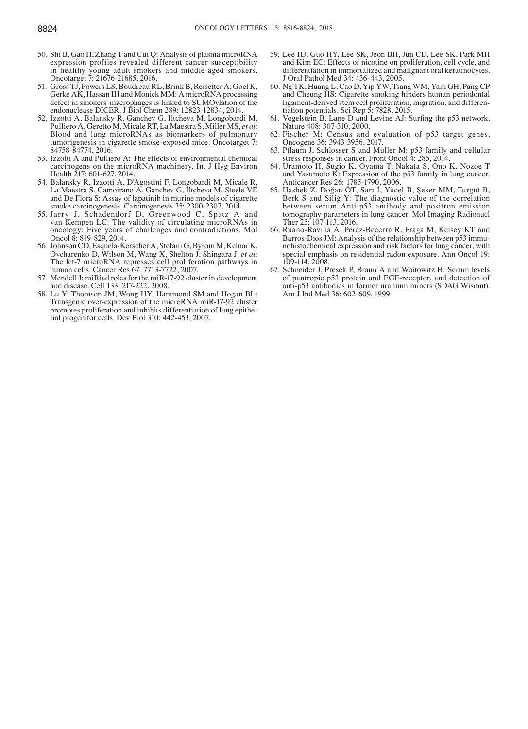50. Shi B, Gao H, Zhang T and Cui Q: Analysis of plasma microRNA expression profiles revealed different cancer susceptibility in healthy young adult smokers and middle-aged smokers. Oncotarget 7: 21676-21685, 2016.
51. Gross TJ, Powers LS, Boudreau RL, Brink B, Reisetter A, Goel K, Gerke AK, Hassan IH and Monick MM: A microRNA processing defect in smokers' macrophages is linked to SUMOylation of the endonuclease DICER. J Biol Chem 289: 12823-12834, 2014.
52. Izzotti A, Balansky R, Ganchev G, Iltcheva M, Longobardi M, Pulliero A, Geretto M, Micale RT, La Maestra S, Miller MS, *et al*: Blood and lung microRNAs as biomarkers of pulmonary tumorigenesis in cigarette smoke-exposed mice. Oncotarget 7: 84758-84774, 2016.
53. Izzotti A and Pulliero A: The effects of environmental chemical carcinogens on the microRNA machinery. Int J Hyg Environ Health 217: 601-627, 2014.
54. Balansky R, Izzotti A, D'Agostini F, Longobardi M, Micale R, La Maestra S, Camoirano A, Ganchev G, Iltcheva M, Steele VE and De Flora S: Assay of lapatinib in murine models of cigarette smoke carcinogenesis. Carcinogenesis 35: 2300-2307, 2014.
55. Jarry J, Schadendorf D, Greenwood C, Spatz A and van Kempen LC: The validity of circulating microRNAs in oncology: Five years of challenges and contradictions. Mol Oncol 8: 819-829, 2014.
56. Johnson CD, Esquela-Kerscher A, Stefani G, Byrom M, Kelnar K, Ovcharenko D, Wilson M, Wang X, Shelton J, Shingara J, *et al*: The let-7 microRNA represses cell proliferation pathways in human cells. Cancer Res 67: 7713-7722, 2007.
57. Mendell J: miRiad roles for the miR-17-92 cluster in development and disease. Cell 133: 217-222, 2008.
58. Lu Y, Thomson JM, Wong HY, Hammond SM and Hogan BL: Transgenic over-expression of the microRNA miR-17-92 cluster promotes proliferation and inhibits differentiation of lung epithelial progenitor cells. Dev Biol 310: 442-453, 2007.
59. Lee HJ, Guo HY, Lee SK, Jeon BH, Jun CD, Lee SK, Park MH and Kim EC: Effects of nicotine on proliferation, cell cycle, and differentiation in immortalized and malignant oral keratinocytes. J Oral Pathol Med 34: 436-443, 2005.
60. Ng TK, Huang L, Cao D, Yip YW, Tsang WM, Yam GH, Pang CP and Cheung HS: Cigarette smoking hinders human periodontal ligament-derived stem cell proliferation, migration, and differentiation potentials. Sci Rep 5: 7828, 2015.
61. Vogelstein B, Lane D and Levine AJ: Surfing the p53 network. Nature 408: 307-310, 2000.
62. Fischer M: Census and evaluation of p53 target genes. Oncogene 36: 3943-3956, 2017.
63. Pflaum J, Schlosser S and Müller M: p53 family and cellular stress responses in cancer. Front Oncol 4: 285, 2014.
64. Uramoto H, Sugio K, Oyama T, Nakata S, Ono K, Nozoe T and Yasumoto K: Expression of the p53 family in lung cancer. Anticancer Res 26: 1785-1790, 2006.
65. Hasbek Z, Doğan ÖT, Sarı İ, Yücel B, Şeker MM, Turgut B, Berk S and Siliğ Y: The diagnostic value of the correlation between serum Anti-p53 antibody and positron emission tomography parameters in lung cancer. Mol Imaging Radionucl Ther 25: 107-113, 2016.
66. Ruano-Ravina A, Pérez-Becerra R, Fraga M, Kelsey KT and Barros-Dios JM: Analysis of the relationship between p53 immunohistochemical expression and risk factors for lung cancer, with special emphasis on residential radon exposure. Ann Oncol 19: 109-114, 2008.
67. Schneider J, Presek P, Braun A and Woitowitz H: Serum levels of pantropic p53 protein and EGF-receptor, and detection of anti-p53 antibodies in former uranium miners (SDAG Wismut). Am J Ind Med 36: 602-609, 1999.